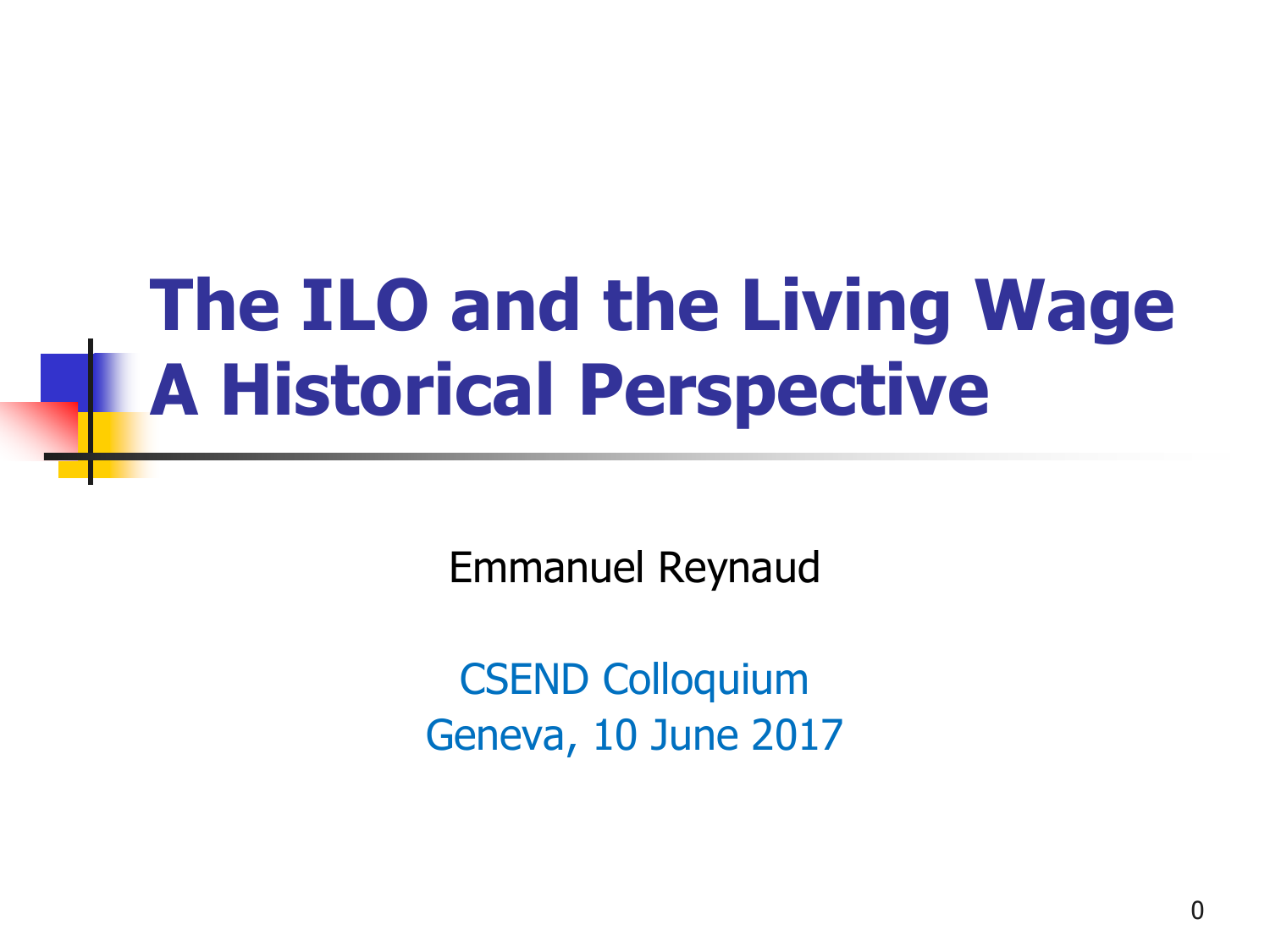# The ILO and the Living Wage
# A Historical Perspective

Emmanuel Reynaud

CSEND Colloquium
Geneva, 10 June 2017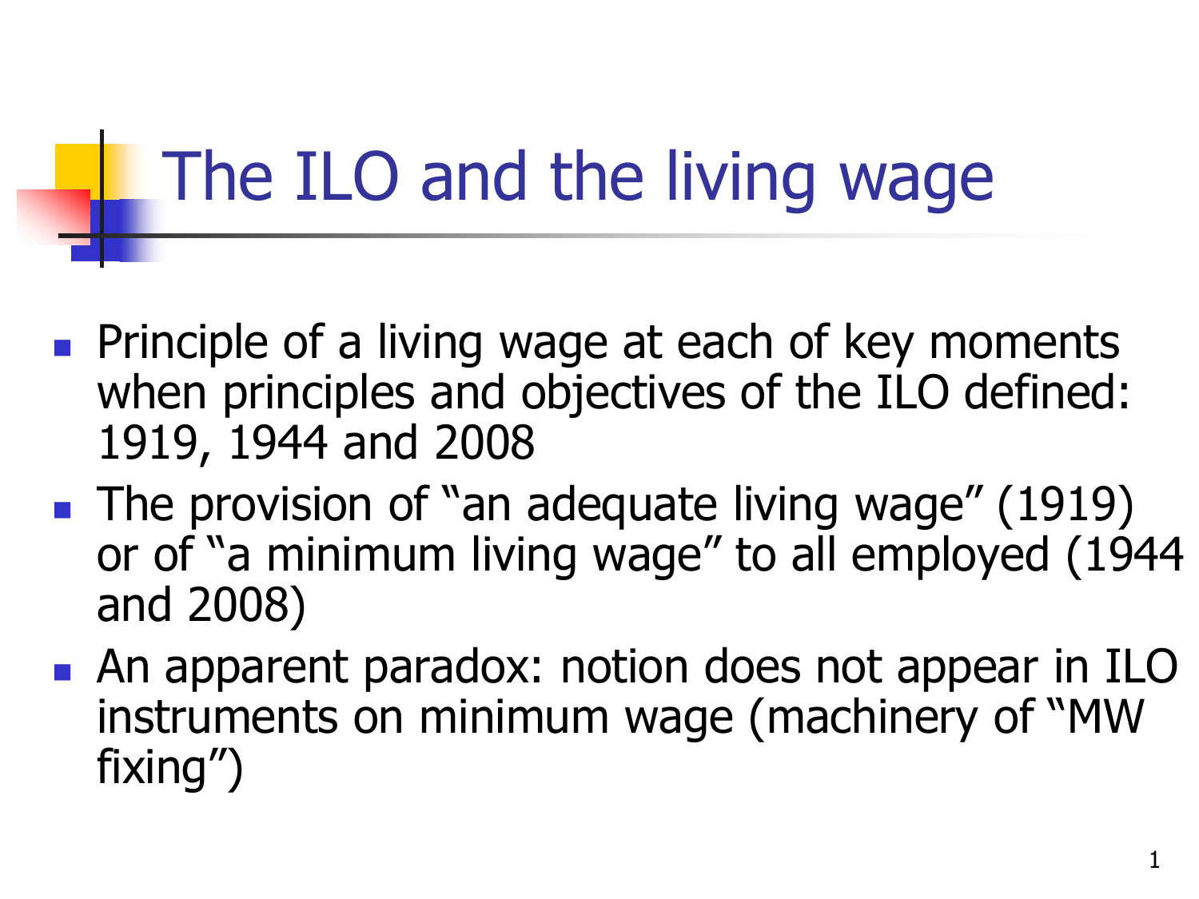# The ILO and the living wage

- Principle of a living wage at each of key moments when principles and objectives of the ILO defined: 1919, 1944 and 2008
- The provision of "an adequate living wage" (1919) or of "a minimum living wage" to all employed (1944 and 2008)
- An apparent paradox: notion does not appear in ILO instruments on minimum wage (machinery of "MW fixing")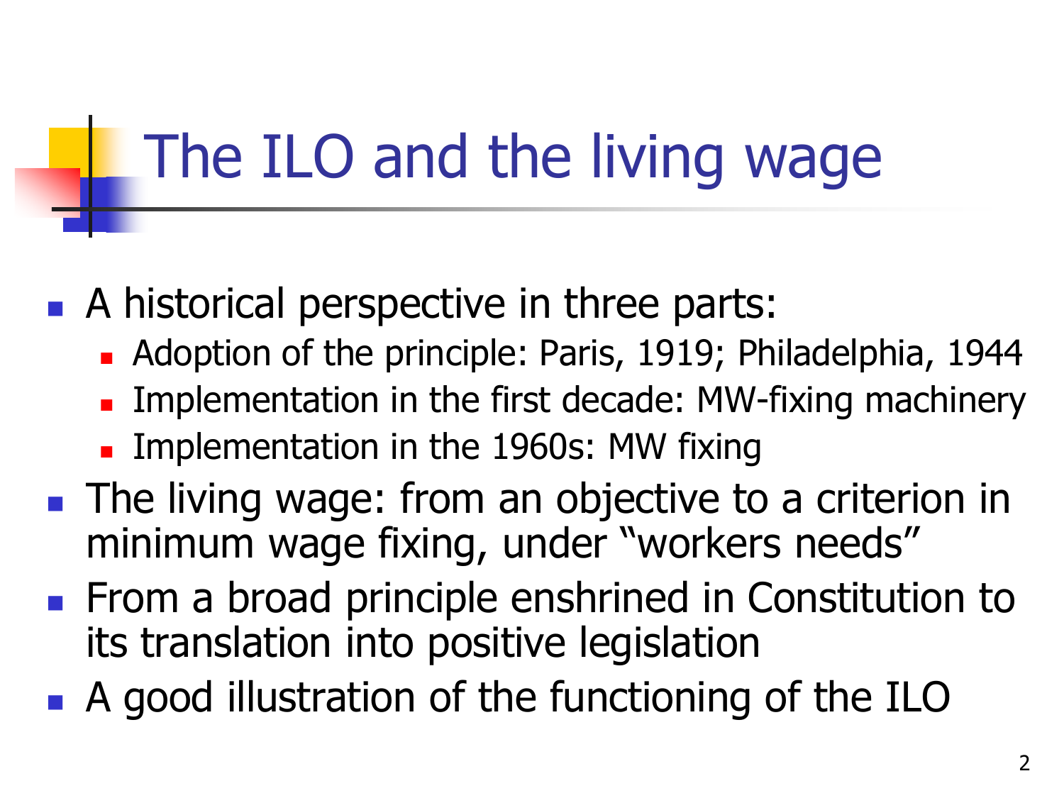# The ILO and the living wage

- A historical perspective in three parts:
  - Adoption of the principle: Paris, 1919; Philadelphia, 1944
  - Implementation in the first decade: MW-fixing machinery
  - Implementation in the 1960s: MW fixing
- The living wage: from an objective to a criterion in minimum wage fixing, under "workers needs"
- From a broad principle enshrined in Constitution to its translation into positive legislation
- A good illustration of the functioning of the ILO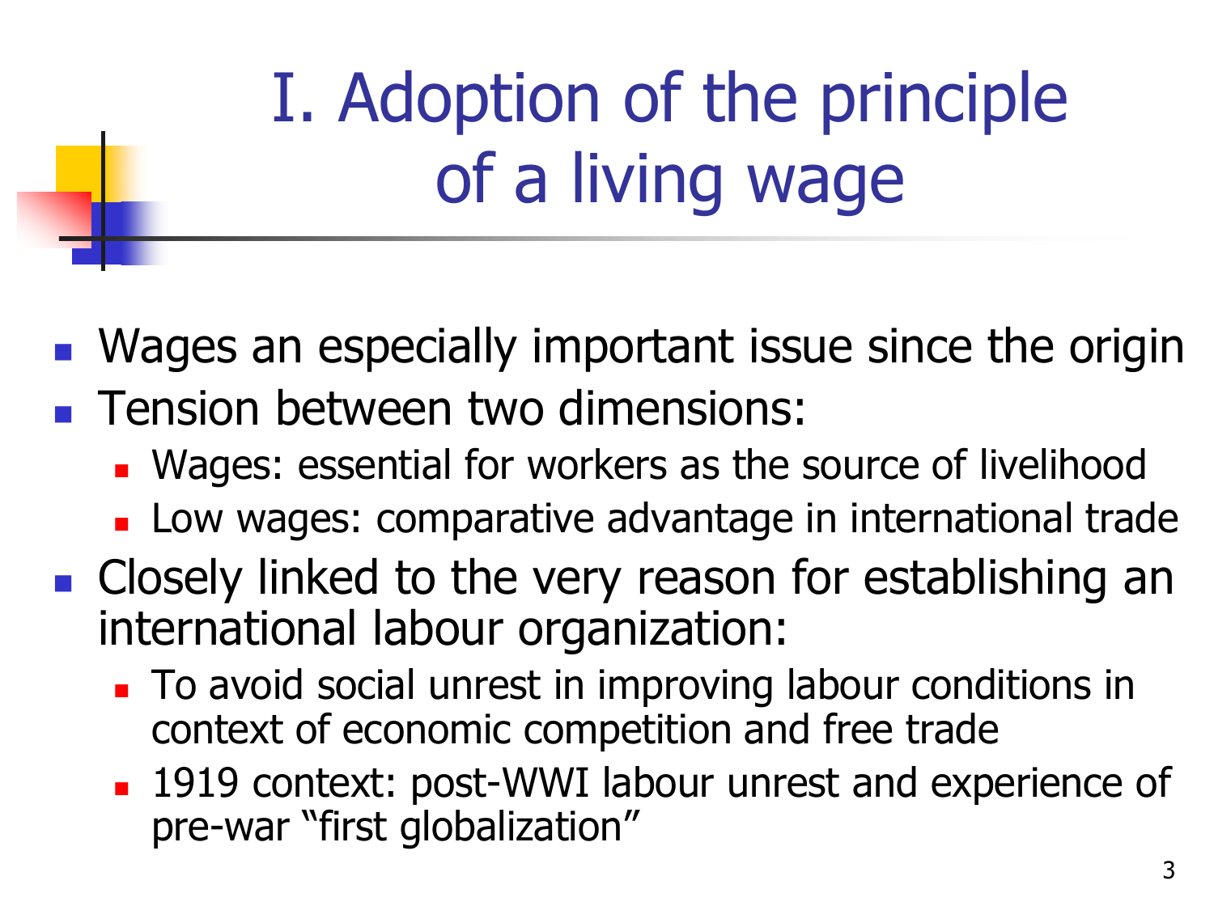# I. Adoption of the principle of a living wage

- Wages an especially important issue since the origin
- Tension between two dimensions:
  - Wages: essential for workers as the source of livelihood
  - Low wages: comparative advantage in international trade
- Closely linked to the very reason for establishing an international labour organization:
  - To avoid social unrest in improving labour conditions in context of economic competition and free trade
  - 1919 context: post-WWI labour unrest and experience of pre-war "first globalization"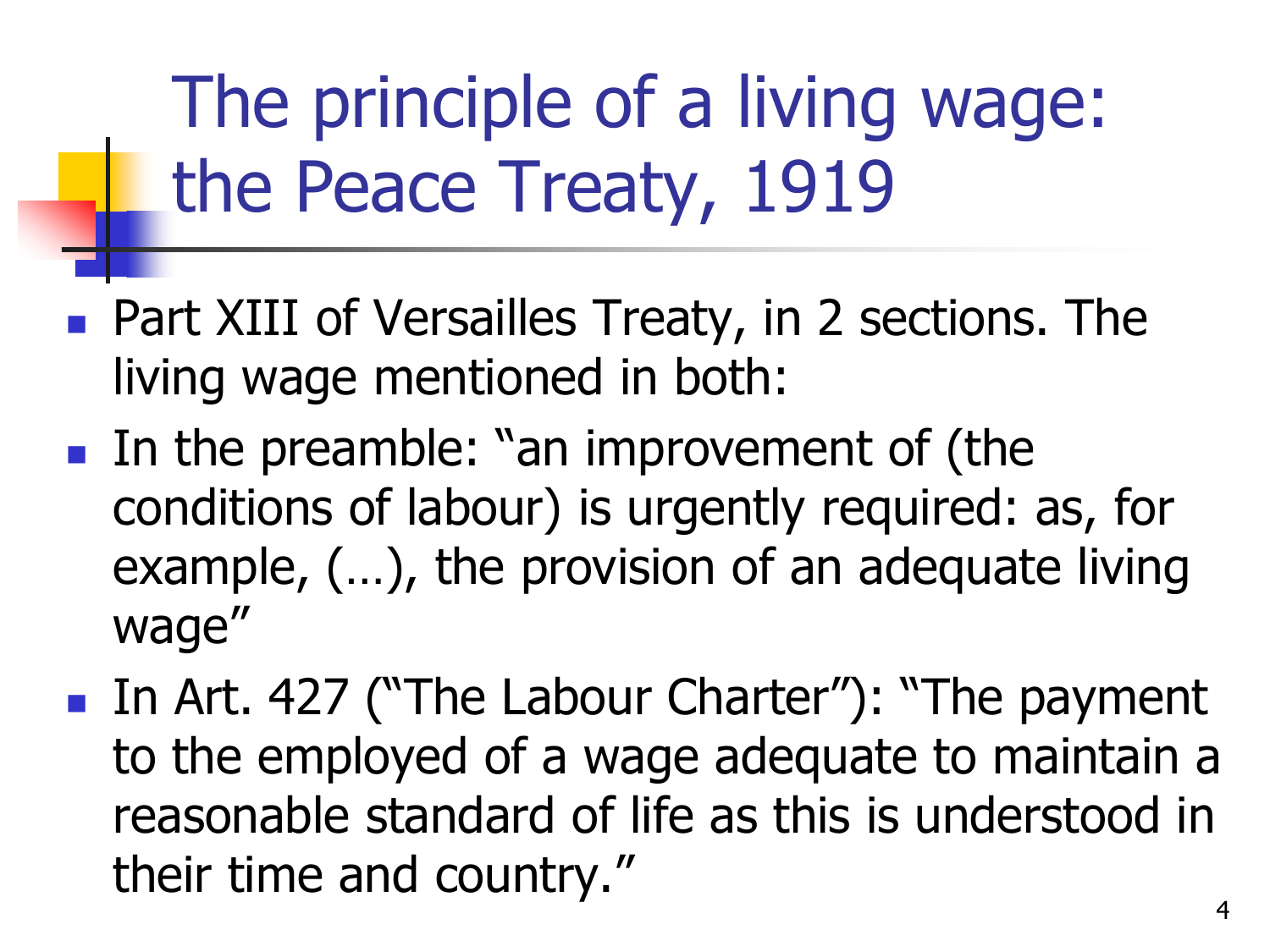# The principle of a living wage: the Peace Treaty, 1919

- Part XIII of Versailles Treaty, in 2 sections. The living wage mentioned in both:
- In the preamble: "an improvement of (the conditions of labour) is urgently required: as, for example, (…), the provision of an adequate living wage"
- In Art. 427 ("The Labour Charter"): "The payment to the employed of a wage adequate to maintain a reasonable standard of life as this is understood in their time and country."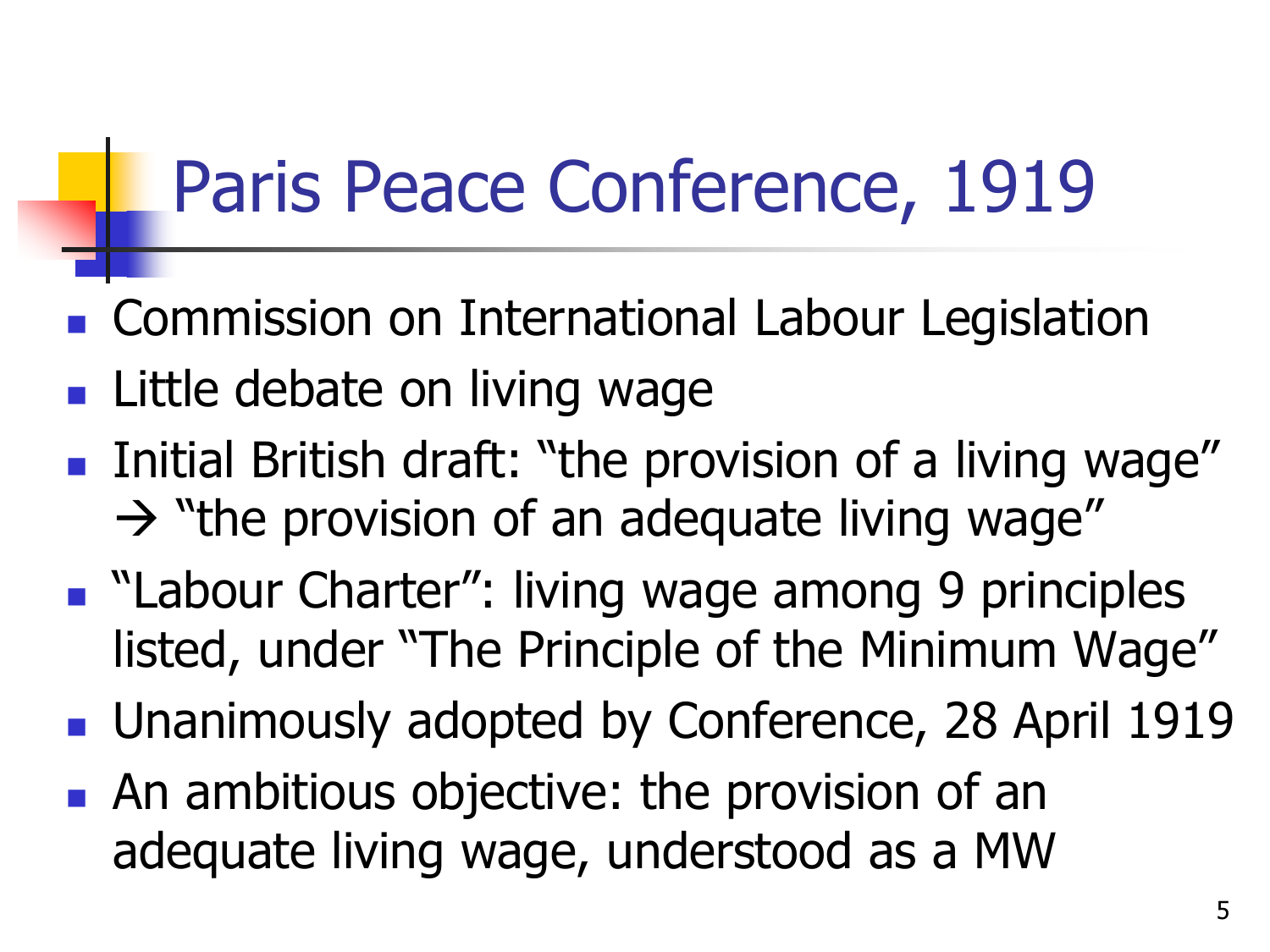# Paris Peace Conference, 1919

- Commission on International Labour Legislation
- Little debate on living wage
- Initial British draft: "the provision of a living wage" → "the provision of an adequate living wage"
- "Labour Charter": living wage among 9 principles listed, under "The Principle of the Minimum Wage"
- Unanimously adopted by Conference, 28 April 1919
- An ambitious objective: the provision of an adequate living wage, understood as a MW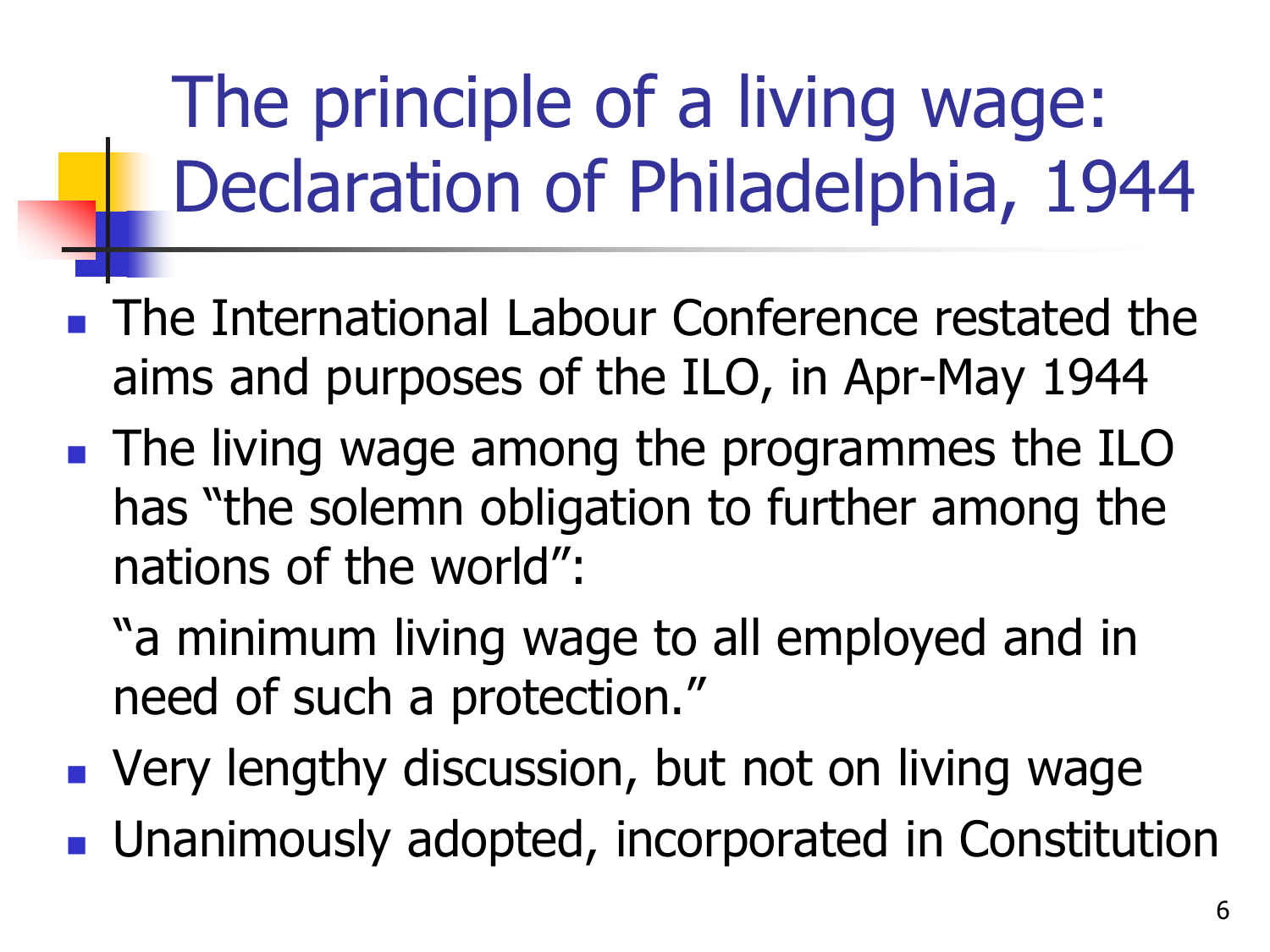# The principle of a living wage: Declaration of Philadelphia, 1944

- The International Labour Conference restated the aims and purposes of the ILO, in Apr-May 1944
- The living wage among the programmes the ILO has "the solemn obligation to further among the nations of the world":

  "a minimum living wage to all employed and in need of such a protection."
- Very lengthy discussion, but not on living wage
- Unanimously adopted, incorporated in Constitution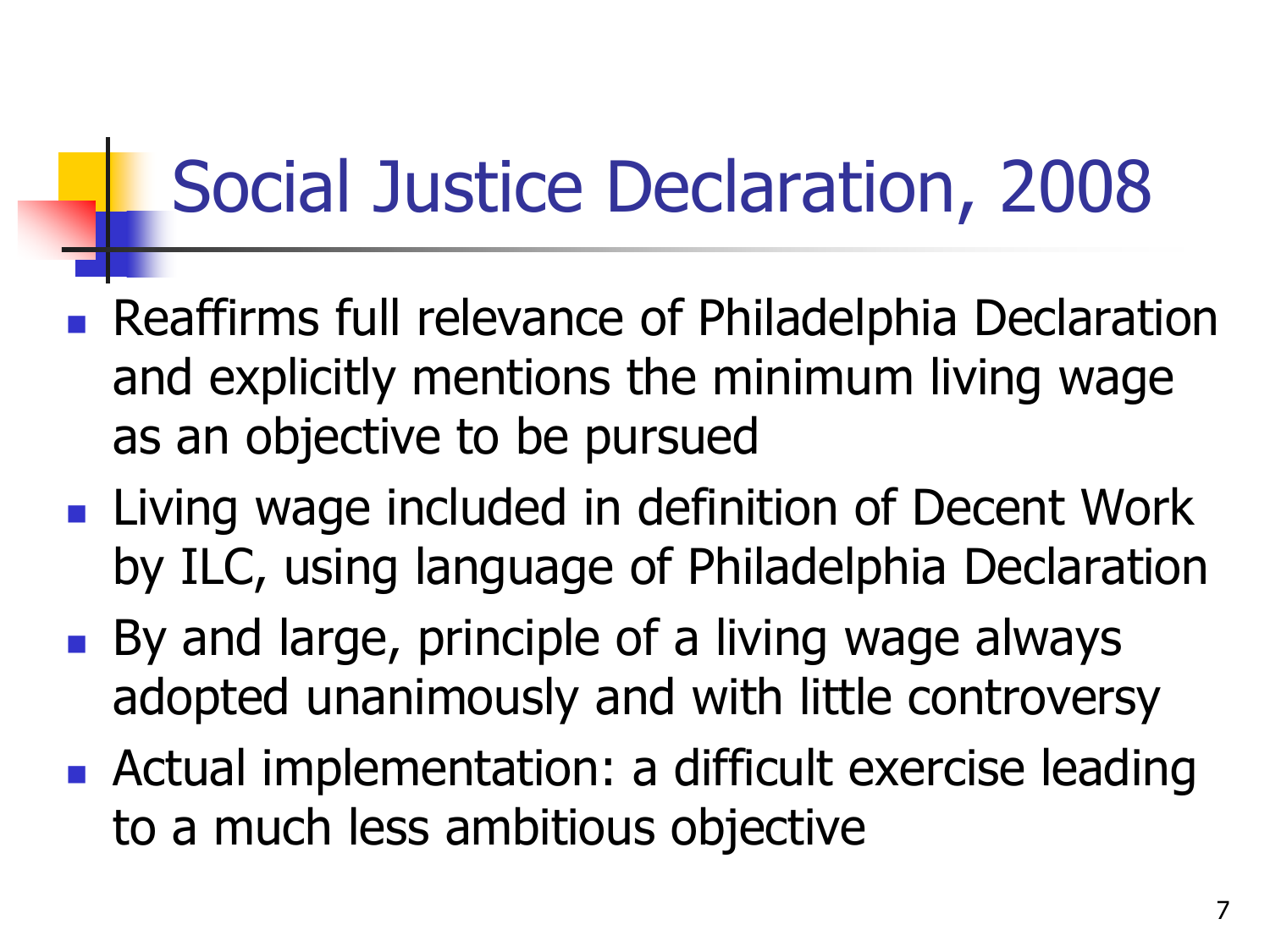# Social Justice Declaration, 2008

- Reaffirms full relevance of Philadelphia Declaration and explicitly mentions the minimum living wage as an objective to be pursued
- Living wage included in definition of Decent Work by ILC, using language of Philadelphia Declaration
- By and large, principle of a living wage always adopted unanimously and with little controversy
- Actual implementation: a difficult exercise leading to a much less ambitious objective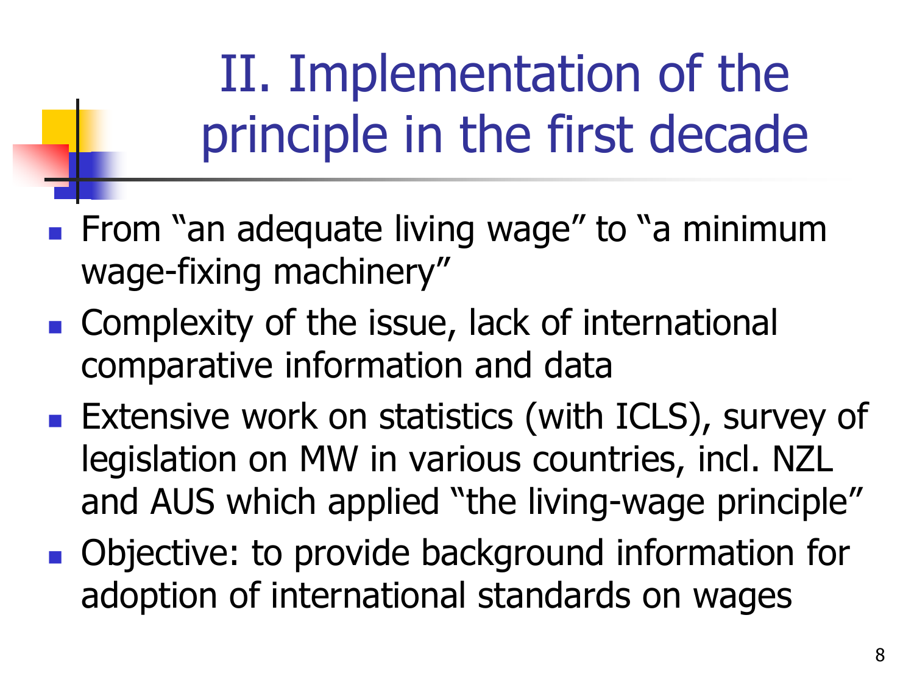# II. Implementation of the principle in the first decade

- From “an adequate living wage” to “a minimum wage-fixing machinery”
- Complexity of the issue, lack of international comparative information and data
- Extensive work on statistics (with ICLS), survey of legislation on MW in various countries, incl. NZL and AUS which applied “the living-wage principle”
- Objective: to provide background information for adoption of international standards on wages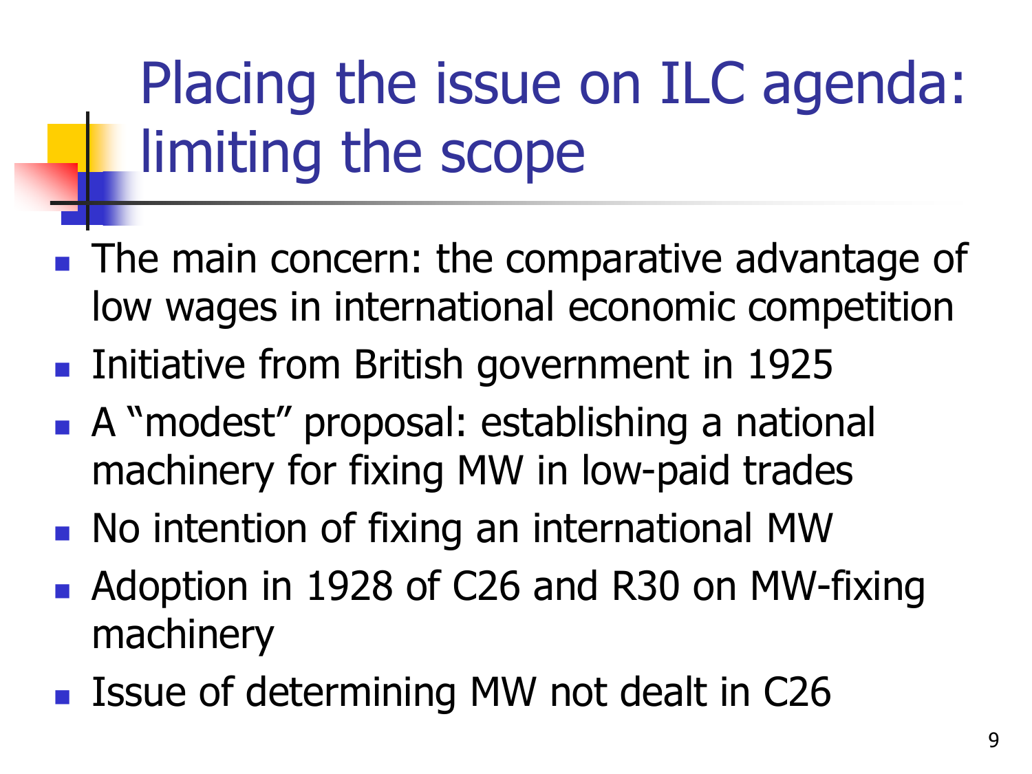# Placing the issue on ILC agenda: limiting the scope

- The main concern: the comparative advantage of low wages in international economic competition
- Initiative from British government in 1925
- A "modest" proposal: establishing a national machinery for fixing MW in low-paid trades
- No intention of fixing an international MW
- Adoption in 1928 of C26 and R30 on MW-fixing machinery
- Issue of determining MW not dealt in C26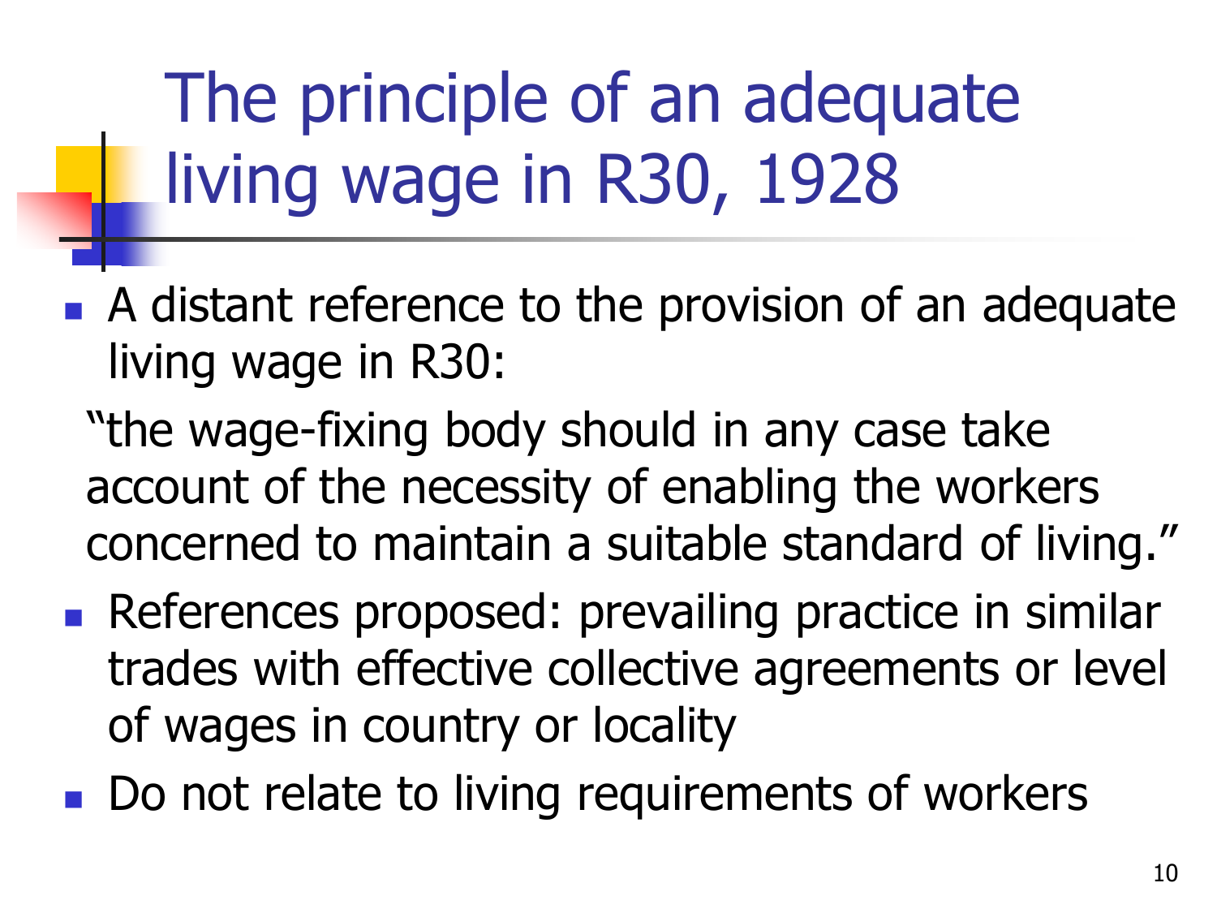# The principle of an adequate living wage in R30, 1928

- A distant reference to the provision of an adequate living wage in R30:

  "the wage-fixing body should in any case take account of the necessity of enabling the workers concerned to maintain a suitable standard of living."

- References proposed: prevailing practice in similar trades with effective collective agreements or level of wages in country or locality
- Do not relate to living requirements of workers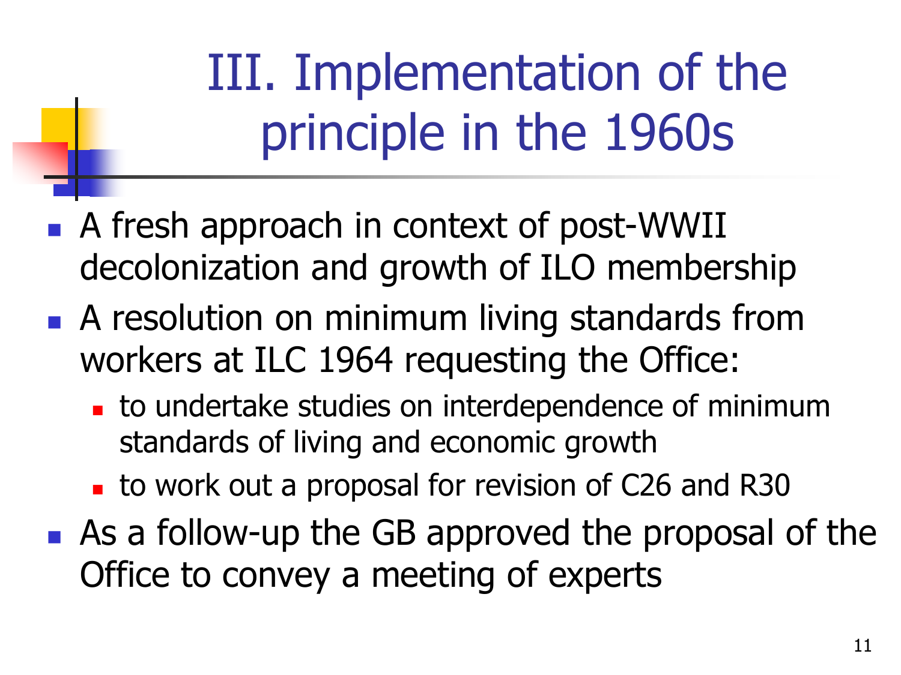# III. Implementation of the principle in the 1960s

- A fresh approach in context of post-WWII decolonization and growth of ILO membership
- A resolution on minimum living standards from workers at ILC 1964 requesting the Office:
  - to undertake studies on interdependence of minimum standards of living and economic growth
  - to work out a proposal for revision of C26 and R30
- As a follow-up the GB approved the proposal of the Office to convey a meeting of experts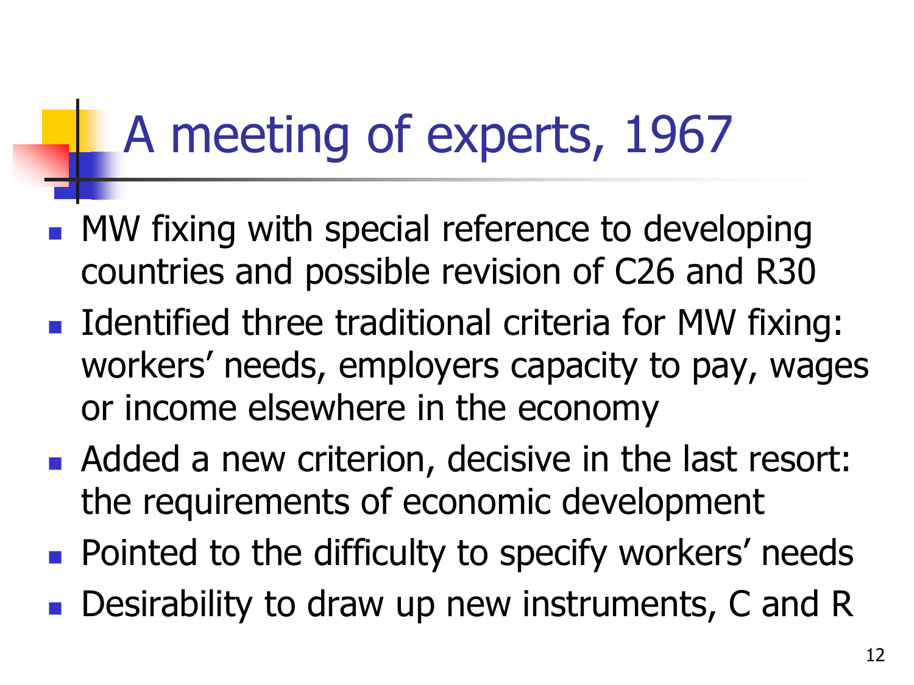# A meeting of experts, 1967

- MW fixing with special reference to developing countries and possible revision of C26 and R30
- Identified three traditional criteria for MW fixing: workers' needs, employers capacity to pay, wages or income elsewhere in the economy
- Added a new criterion, decisive in the last resort: the requirements of economic development
- Pointed to the difficulty to specify workers' needs
- Desirability to draw up new instruments, C and R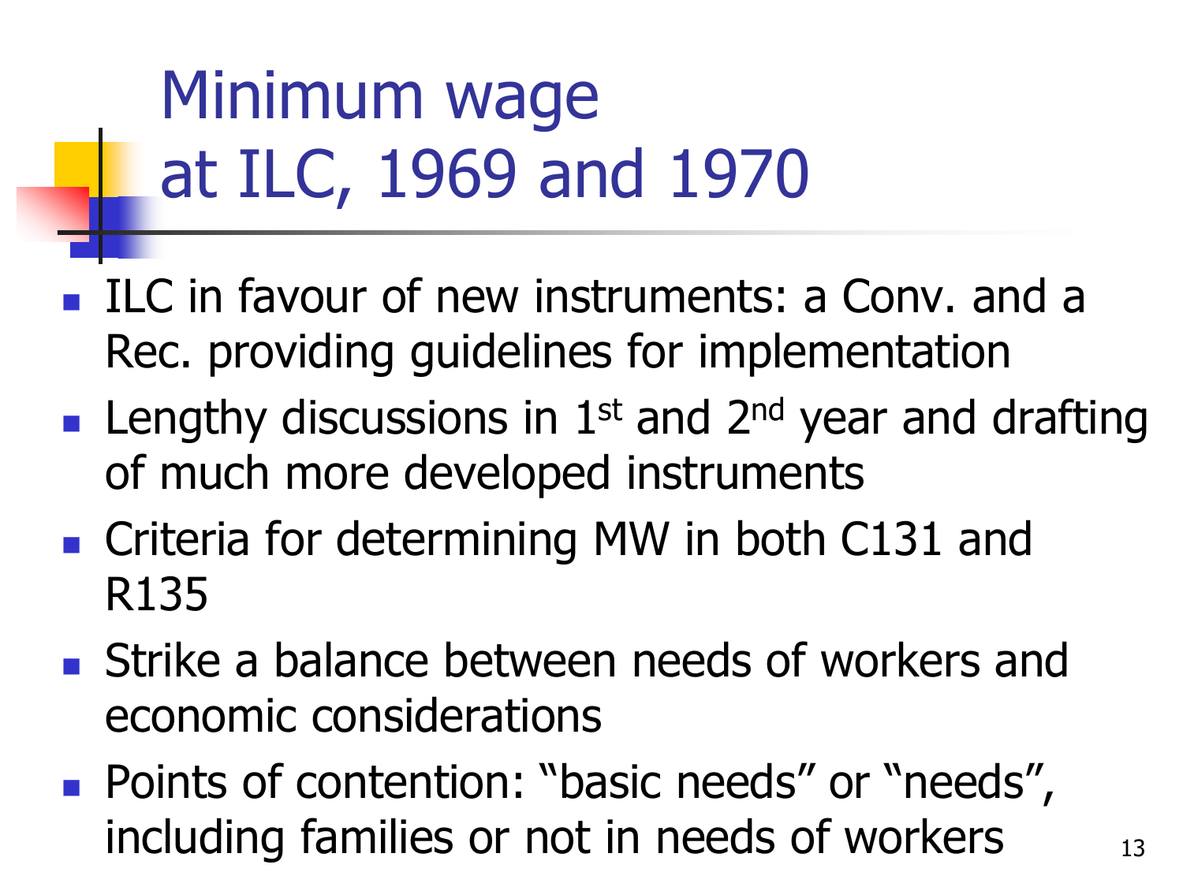# Minimum wage at ILC, 1969 and 1970

- ILC in favour of new instruments: a Conv. and a Rec. providing guidelines for implementation
- Lengthy discussions in 1st and 2nd year and drafting of much more developed instruments
- Criteria for determining MW in both C131 and R135
- Strike a balance between needs of workers and economic considerations
- Points of contention: "basic needs" or "needs", including families or not in needs of workers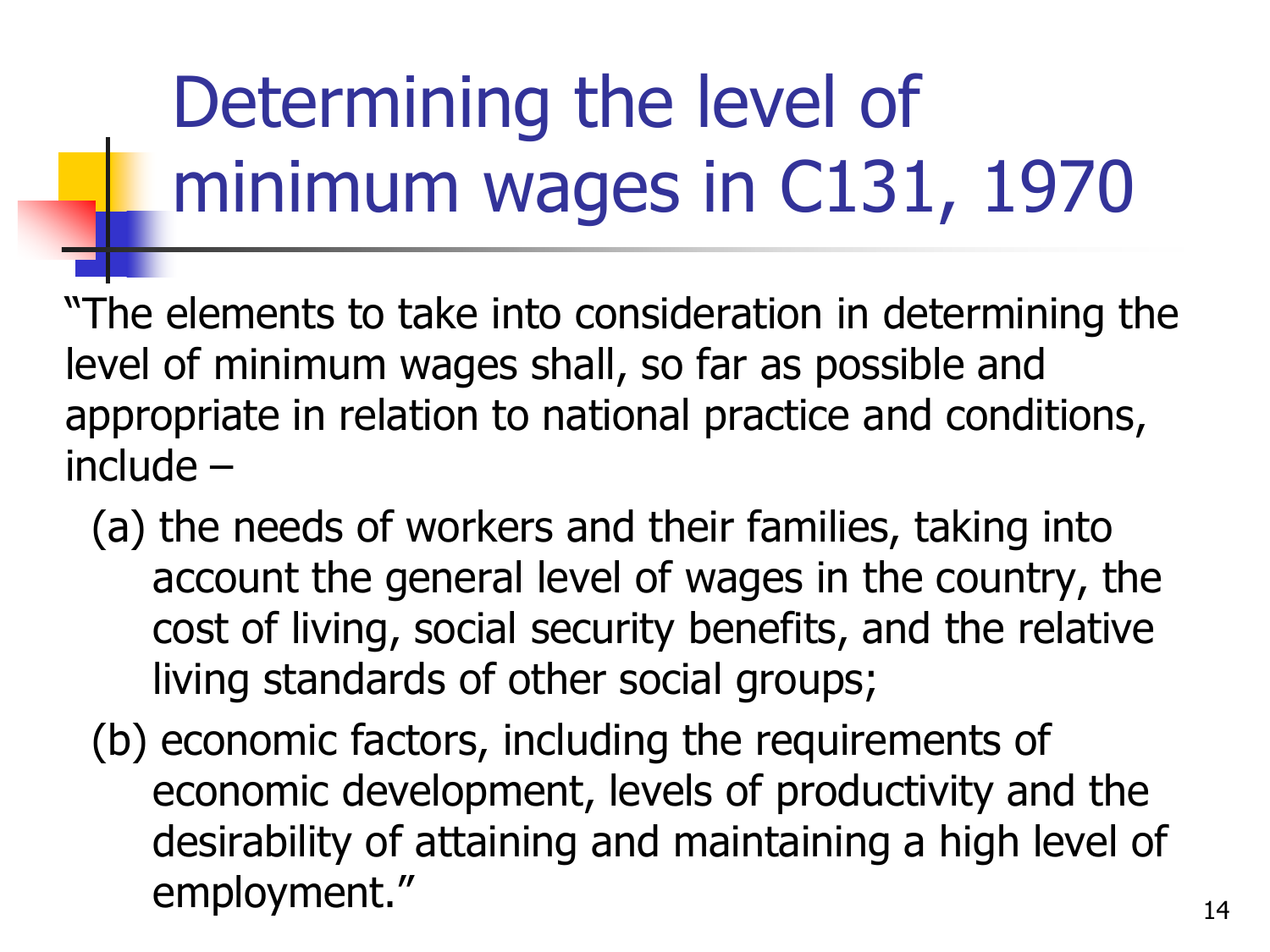# Determining the level of minimum wages in C131, 1970

"The elements to take into consideration in determining the level of minimum wages shall, so far as possible and appropriate in relation to national practice and conditions, include –

(a) the needs of workers and their families, taking into account the general level of wages in the country, the cost of living, social security benefits, and the relative living standards of other social groups;

(b) economic factors, including the requirements of economic development, levels of productivity and the desirability of attaining and maintaining a high level of employment."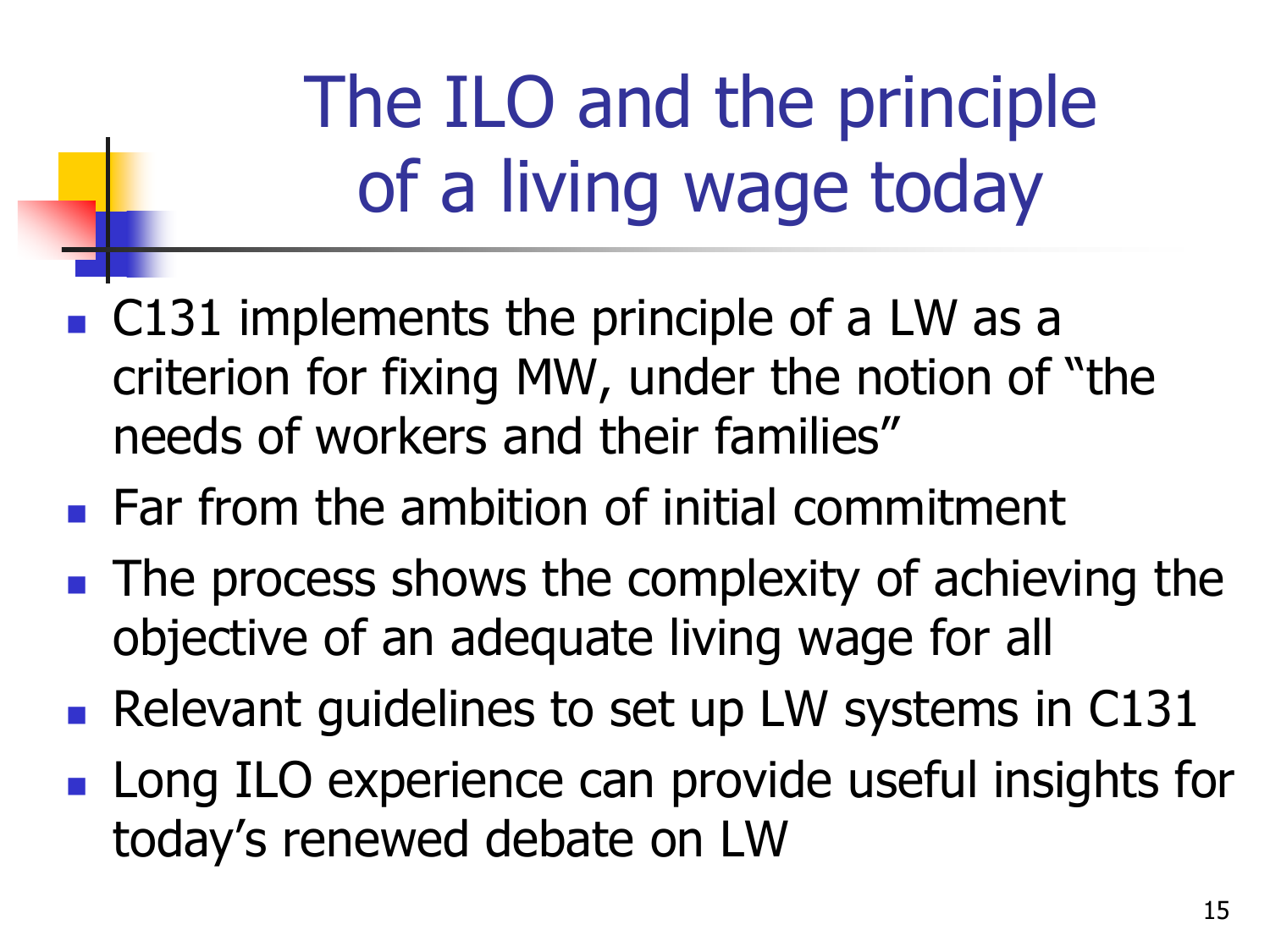# The ILO and the principle of a living wage today

- C131 implements the principle of a LW as a criterion for fixing MW, under the notion of "the needs of workers and their families"
- Far from the ambition of initial commitment
- The process shows the complexity of achieving the objective of an adequate living wage for all
- Relevant guidelines to set up LW systems in C131
- Long ILO experience can provide useful insights for today's renewed debate on LW